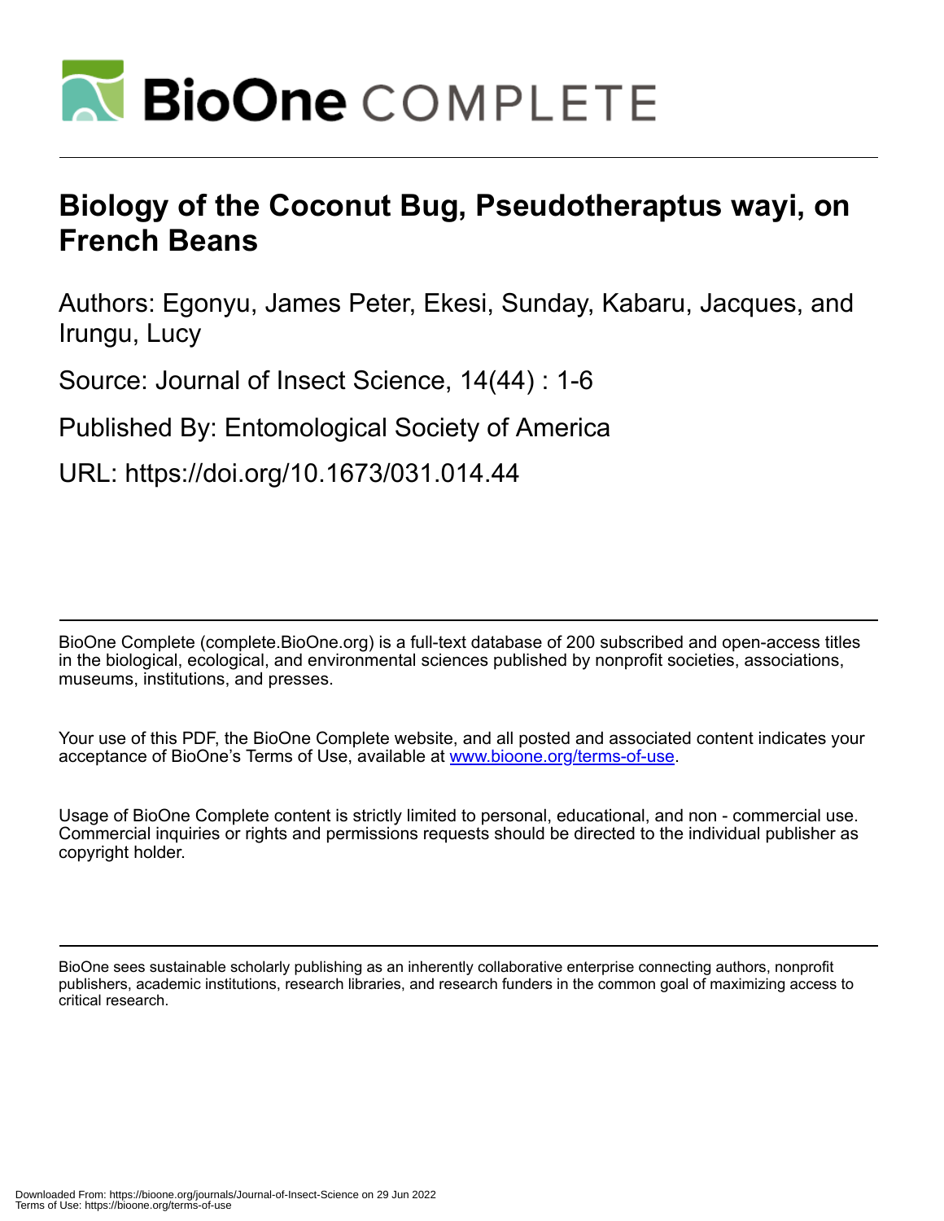# Biology of the Coconut Bug, Pseudotheraptus wayi, on French Beans

Authors: Egonyu, James Peter, Ekesi, Sunday, Kabaru, Jacques, and Irungu, Lucy

Source: Journal of Insect Science, 14(44) : 1-6

Published By: Entomological Society of America

URL: https://doi.org/10.1673/031.014.44

BioOne Complete (complete.BioOne.org) is a full-text database of 200 subscribed and open-access titles in the biological, ecological, and environmental sciences published by nonprofit societies, associations, museums, institutions, and presses.

Your use of this PDF, the BioOne Complete website, and all posted and associated content indicates your acceptance of BioOne's Terms of Use, available at www.bioone.org/terms-of-use.

Usage of BioOne Complete content is strictly limited to personal, educational, and non - commercial use. Commercial inquiries or rights and permissions requests should be directed to the individual publisher as copyright holder.

BioOne sees sustainable scholarly publishing as an inherently collaborative enterprise connecting authors, nonprofit publishers, academic institutions, research libraries, and research funders in the common goal of maximizing access to critical research.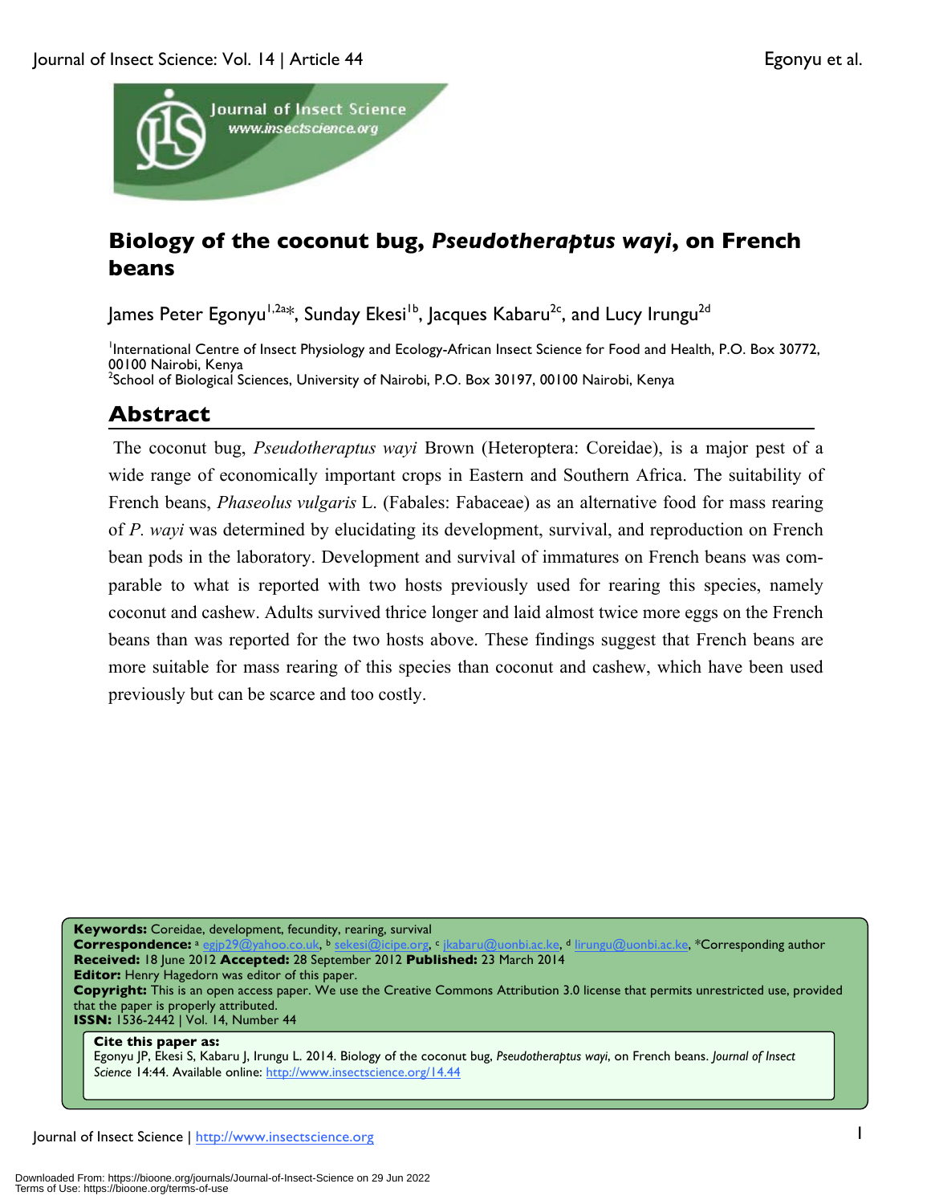# Biology of the coconut bug, *Pseudotheraptus wayi*, on French beans

James Peter Egonyu[1,2a]*, Sunday Ekesi[1b], Jacques Kabaru[2c], and Lucy Irungu[2d]

[1]International Centre of Insect Physiology and Ecology-African Insect Science for Food and Health, P.O. Box 30772, 00100 Nairobi, Kenya
[2]School of Biological Sciences, University of Nairobi, P.O. Box 30197, 00100 Nairobi, Kenya

## Abstract

The coconut bug, *Pseudotheraptus wayi* Brown (Heteroptera: Coreidae), is a major pest of a wide range of economically important crops in Eastern and Southern Africa. The suitability of French beans, *Phaseolus vulgaris* L. (Fabales: Fabaceae) as an alternative food for mass rearing of *P. wayi* was determined by elucidating its development, survival, and reproduction on French bean pods in the laboratory. Development and survival of immatures on French beans was comparable to what is reported with two hosts previously used for rearing this species, namely coconut and cashew. Adults survived thrice longer and laid almost twice more eggs on the French beans than was reported for the two hosts above. These findings suggest that French beans are more suitable for mass rearing of this species than coconut and cashew, which have been used previously but can be scarce and too costly.

**Keywords:** Coreidae, development, fecundity, rearing, survival
**Correspondence:** [a] egjp29@yahoo.co.uk, [b] sekesi@icipe.org, [c] jkabaru@uonbi.ac.ke, [d] lirungu@uonbi.ac.ke, *Corresponding author
**Received:** 18 June 2012 **Accepted:** 28 September 2012 **Published:** 23 March 2014
**Editor:** Henry Hagedorn was editor of this paper.
**Copyright:** This is an open access paper. We use the Creative Commons Attribution 3.0 license that permits unrestricted use, provided that the paper is properly attributed.
**ISSN:** 1536-2442 | Vol. 14, Number 44

**Cite this paper as:**
Egonyu JP, Ekesi S, Kabaru J, Irungu L. 2014. Biology of the coconut bug, *Pseudotheraptus wayi*, on French beans. *Journal of Insect Science* 14:44. Available online: http://www.insectscience.org/14.44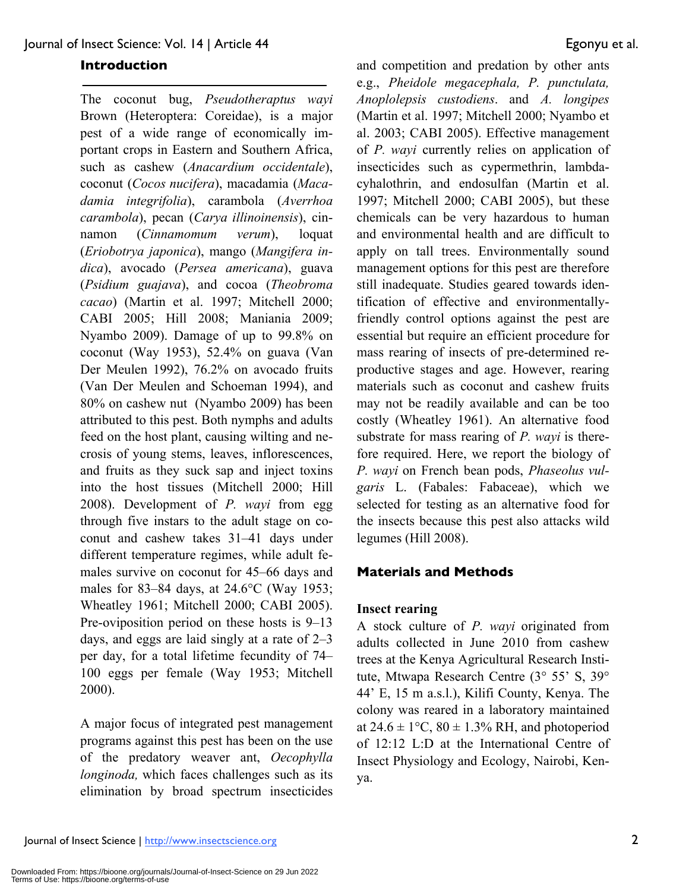## Introduction

The coconut bug, *Pseudotheraptus wayi* Brown (Heteroptera: Coreidae), is a major pest of a wide range of economically important crops in Eastern and Southern Africa, such as cashew (*Anacardium occidentale*), coconut (*Cocos nucifera*), macadamia (*Macadamia integrifolia*), carambola (*Averrhoa carambola*), pecan (*Carya illinoinensis*), cinnamon (*Cinnamomum verum*), loquat (*Eriobotrya japonica*), mango (*Mangifera indica*), avocado (*Persea americana*), guava (*Psidium guajava*), and cocoa (*Theobroma cacao*) (Martin et al. 1997; Mitchell 2000; CABI 2005; Hill 2008; Maniania 2009; Nyambo 2009). Damage of up to 99.8% on coconut (Way 1953), 52.4% on guava (Van Der Meulen 1992), 76.2% on avocado fruits (Van Der Meulen and Schoeman 1994), and 80% on cashew nut (Nyambo 2009) has been attributed to this pest. Both nymphs and adults feed on the host plant, causing wilting and necrosis of young stems, leaves, inflorescences, and fruits as they suck sap and inject toxins into the host tissues (Mitchell 2000; Hill 2008). Development of *P. wayi* from egg through five instars to the adult stage on coconut and cashew takes 31–41 days under different temperature regimes, while adult females survive on coconut for 45–66 days and males for 83–84 days, at 24.6°C (Way 1953; Wheatley 1961; Mitchell 2000; CABI 2005). Pre-oviposition period on these hosts is 9–13 days, and eggs are laid singly at a rate of 2–3 per day, for a total lifetime fecundity of 74–100 eggs per female (Way 1953; Mitchell 2000).

A major focus of integrated pest management programs against this pest has been on the use of the predatory weaver ant, *Oecophylla longinoda,* which faces challenges such as its elimination by broad spectrum insecticides and competition and predation by other ants e.g., *Pheidole megacephala, P. punctulata, Anoplolepsis custodiens*. and *A. longipes* (Martin et al. 1997; Mitchell 2000; Nyambo et al. 2003; CABI 2005). Effective management of *P. wayi* currently relies on application of insecticides such as cypermethrin, lambdacyhalothrin, and endosulfan (Martin et al. 1997; Mitchell 2000; CABI 2005), but these chemicals can be very hazardous to human and environmental health and are difficult to apply on tall trees. Environmentally sound management options for this pest are therefore still inadequate. Studies geared towards identification of effective and environmentally-friendly control options against the pest are essential but require an efficient procedure for mass rearing of insects of pre-determined reproductive stages and age. However, rearing materials such as coconut and cashew fruits may not be readily available and can be too costly (Wheatley 1961). An alternative food substrate for mass rearing of *P. wayi* is therefore required. Here, we report the biology of *P. wayi* on French bean pods, *Phaseolus vulgaris* L. (Fabales: Fabaceae), which we selected for testing as an alternative food for the insects because this pest also attacks wild legumes (Hill 2008).

## Materials and Methods

### Insect rearing

A stock culture of *P. wayi* originated from adults collected in June 2010 from cashew trees at the Kenya Agricultural Research Institute, Mtwapa Research Centre (3° 55' S, 39° 44' E, 15 m a.s.l.), Kilifi County, Kenya. The colony was reared in a laboratory maintained at 24.6 ± 1°C, 80 ± 1.3% RH, and photoperiod of 12:12 L:D at the International Centre of Insect Physiology and Ecology, Nairobi, Kenya.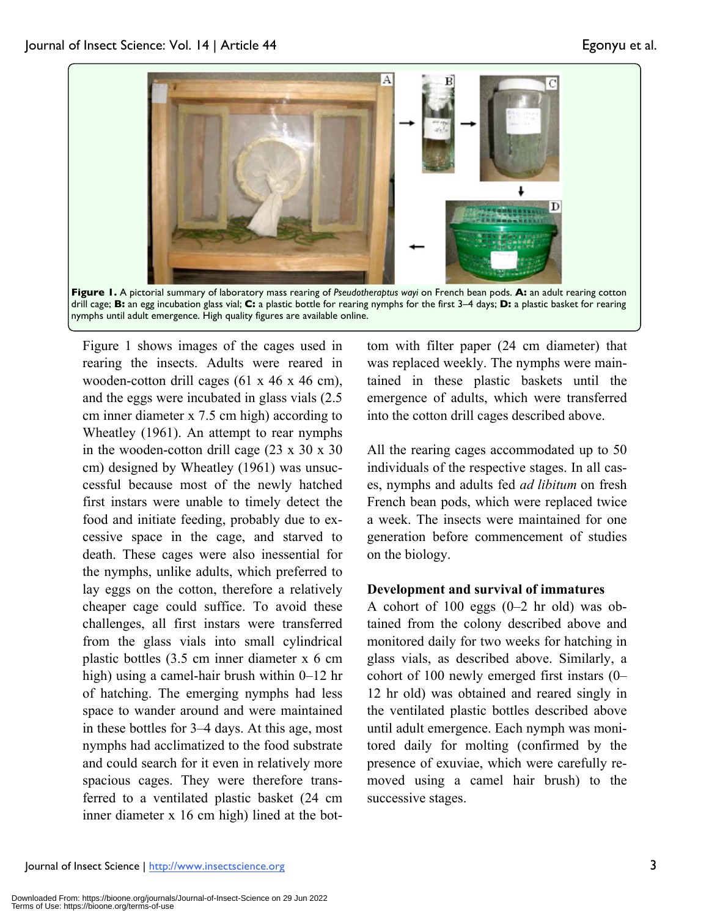**Figure 1.** A pictorial summary of laboratory mass rearing of *Pseudotheraptus wayi* on French bean pods. **A:** an adult rearing cotton drill cage; **B:** an egg incubation glass vial; **C:** a plastic bottle for rearing nymphs for the first 3–4 days; **D:** a plastic basket for rearing nymphs until adult emergence. High quality figures are available online.

Figure 1 shows images of the cages used in rearing the insects. Adults were reared in wooden-cotton drill cages (61 x 46 x 46 cm), and the eggs were incubated in glass vials (2.5 cm inner diameter x 7.5 cm high) according to Wheatley (1961). An attempt to rear nymphs in the wooden-cotton drill cage (23 x 30 x 30 cm) designed by Wheatley (1961) was unsuccessful because most of the newly hatched first instars were unable to timely detect the food and initiate feeding, probably due to excessive space in the cage, and starved to death. These cages were also inessential for the nymphs, unlike adults, which preferred to lay eggs on the cotton, therefore a relatively cheaper cage could suffice. To avoid these challenges, all first instars were transferred from the glass vials into small cylindrical plastic bottles (3.5 cm inner diameter x 6 cm high) using a camel-hair brush within 0–12 hr of hatching. The emerging nymphs had less space to wander around and were maintained in these bottles for 3–4 days. At this age, most nymphs had acclimatized to the food substrate and could search for it even in relatively more spacious cages. They were therefore transferred to a ventilated plastic basket (24 cm inner diameter x 16 cm high) lined at the bottom with filter paper (24 cm diameter) that was replaced weekly. The nymphs were maintained in these plastic baskets until the emergence of adults, which were transferred into the cotton drill cages described above.

All the rearing cages accommodated up to 50 individuals of the respective stages. In all cases, nymphs and adults fed *ad libitum* on fresh French bean pods, which were replaced twice a week. The insects were maintained for one generation before commencement of studies on the biology.

### Development and survival of immatures

A cohort of 100 eggs (0–2 hr old) was obtained from the colony described above and monitored daily for two weeks for hatching in glass vials, as described above. Similarly, a cohort of 100 newly emerged first instars (0–12 hr old) was obtained and reared singly in the ventilated plastic bottles described above until adult emergence. Each nymph was monitored daily for molting (confirmed by the presence of exuviae, which were carefully removed using a camel hair brush) to the successive stages.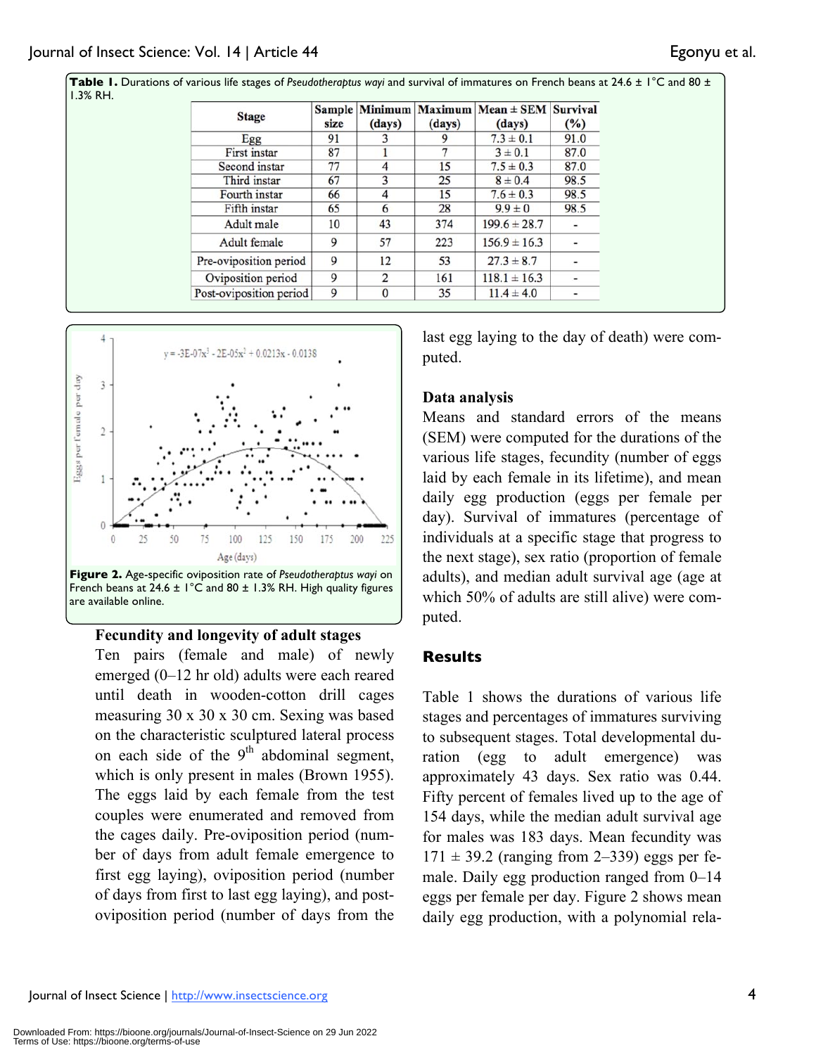**Table 1.** Durations of various life stages of *Pseudotheraptus wayi* and survival of immatures on French beans at 24.6 ± 1°C and 80 ± 1.3% RH.

| Stage | Sample size | Minimum (days) | Maximum (days) | Mean ± SEM (days) | Survival (%) |
|---|---|---|---|---|---|
| Egg | 91 | 3 | 9 | 7.3 ± 0.1 | 91.0 |
| First instar | 87 | 1 | 7 | 3 ± 0.1 | 87.0 |
| Second instar | 77 | 4 | 15 | 7.5 ± 0.3 | 87.0 |
| Third instar | 67 | 3 | 25 | 8 ± 0.4 | 98.5 |
| Fourth instar | 66 | 4 | 15 | 7.6 ± 0.3 | 98.5 |
| Fifth instar | 65 | 6 | 28 | 9.9 ± 0 | 98.5 |
| Adult male | 10 | 43 | 374 | 199.6 ± 28.7 | - |
| Adult female | 9 | 57 | 223 | 156.9 ± 16.3 | - |
| Pre-oviposition period | 9 | 12 | 53 | 27.3 ± 8.7 | - |
| Oviposition period | 9 | 2 | 161 | 118.1 ± 16.3 | - |
| Post-oviposition period | 9 | 0 | 35 | 11.4 ± 4.0 | - |

$$y = -3E\text{-}07x^3 - 2E\text{-}05x^2 + 0.0213x - 0.0138$$

**Figure 2.** Age-specific oviposition rate of *Pseudotheraptus wayi* on French beans at 24.6 ± 1°C and 80 ± 1.3% RH. High quality figures are available online.

### Fecundity and longevity of adult stages

Ten pairs (female and male) of newly emerged (0–12 hr old) adults were each reared until death in wooden-cotton drill cages measuring 30 x 30 x 30 cm. Sexing was based on the characteristic sculptured lateral process on each side of the 9$^{th}$ abdominal segment, which is only present in males (Brown 1955). The eggs laid by each female from the test couples were enumerated and removed from the cages daily. Pre-oviposition period (number of days from adult female emergence to first egg laying), oviposition period (number of days from first to last egg laying), and post-oviposition period (number of days from the last egg laying to the day of death) were computed.

### Data analysis

Means and standard errors of the means (SEM) were computed for the durations of the various life stages, fecundity (number of eggs laid by each female in its lifetime), and mean daily egg production (eggs per female per day). Survival of immatures (percentage of individuals at a specific stage that progress to the next stage), sex ratio (proportion of female adults), and median adult survival age (age at which 50% of adults are still alive) were computed.

## Results

Table 1 shows the durations of various life stages and percentages of immatures surviving to subsequent stages. Total developmental duration (egg to adult emergence) was approximately 43 days. Sex ratio was 0.44. Fifty percent of females lived up to the age of 154 days, while the median adult survival age for males was 183 days. Mean fecundity was 171 ± 39.2 (ranging from 2–339) eggs per female. Daily egg production ranged from 0–14 eggs per female per day. Figure 2 shows mean daily egg production, with a polynomial rela-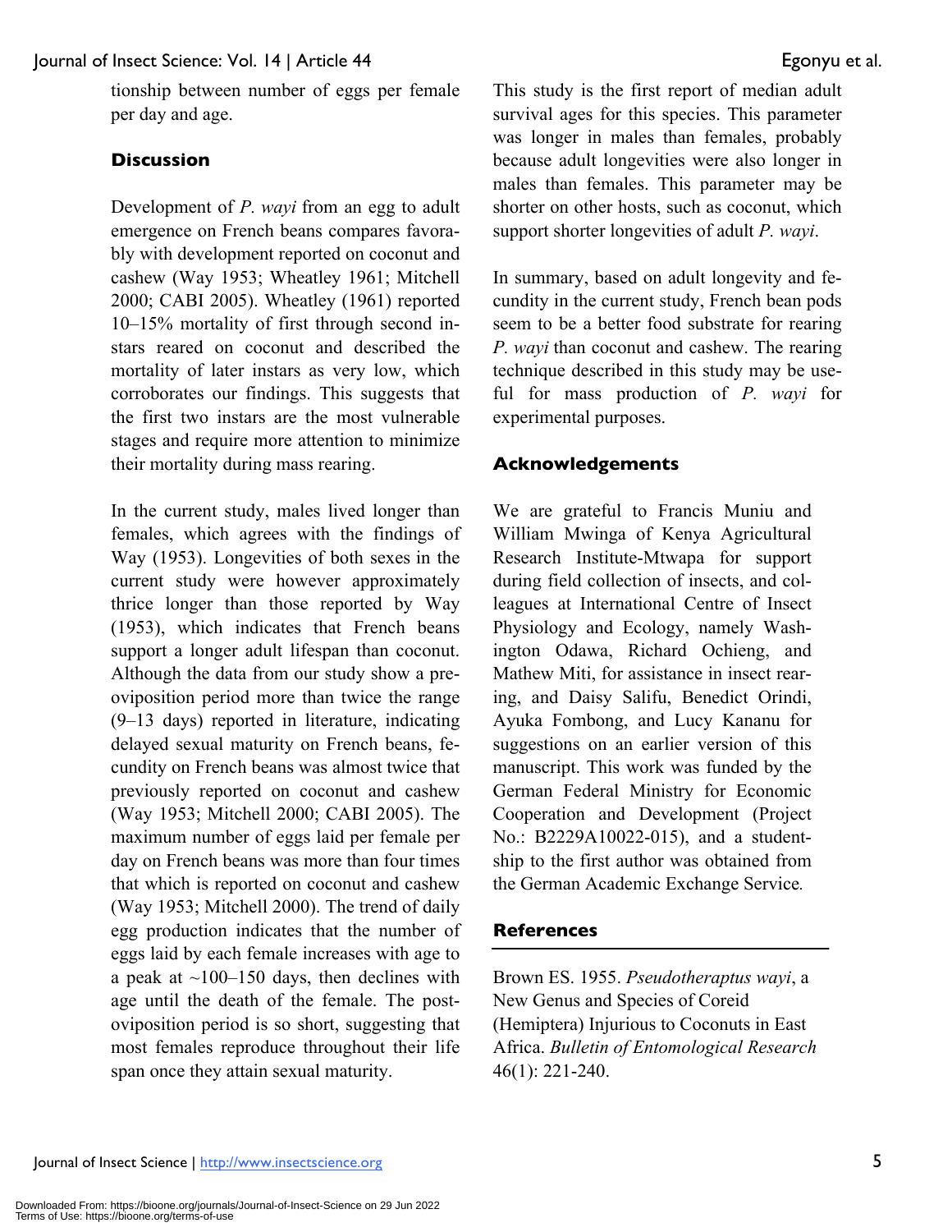tionship between number of eggs per female per day and age.

## Discussion

Development of *P. wayi* from an egg to adult emergence on French beans compares favorably with development reported on coconut and cashew (Way 1953; Wheatley 1961; Mitchell 2000; CABI 2005). Wheatley (1961) reported 10–15% mortality of first through second instars reared on coconut and described the mortality of later instars as very low, which corroborates our findings. This suggests that the first two instars are the most vulnerable stages and require more attention to minimize their mortality during mass rearing.

In the current study, males lived longer than females, which agrees with the findings of Way (1953). Longevities of both sexes in the current study were however approximately thrice longer than those reported by Way (1953), which indicates that French beans support a longer adult lifespan than coconut. Although the data from our study show a preoviposition period more than twice the range (9–13 days) reported in literature, indicating delayed sexual maturity on French beans, fecundity on French beans was almost twice that previously reported on coconut and cashew (Way 1953; Mitchell 2000; CABI 2005). The maximum number of eggs laid per female per day on French beans was more than four times that which is reported on coconut and cashew (Way 1953; Mitchell 2000). The trend of daily egg production indicates that the number of eggs laid by each female increases with age to a peak at ~100–150 days, then declines with age until the death of the female. The postoviposition period is so short, suggesting that most females reproduce throughout their life span once they attain sexual maturity.

This study is the first report of median adult survival ages for this species. This parameter was longer in males than females, probably because adult longevities were also longer in males than females. This parameter may be shorter on other hosts, such as coconut, which support shorter longevities of adult *P. wayi*.

In summary, based on adult longevity and fecundity in the current study, French bean pods seem to be a better food substrate for rearing *P. wayi* than coconut and cashew. The rearing technique described in this study may be useful for mass production of *P. wayi* for experimental purposes.

## Acknowledgements

We are grateful to Francis Muniu and William Mwinga of Kenya Agricultural Research Institute-Mtwapa for support during field collection of insects, and colleagues at International Centre of Insect Physiology and Ecology, namely Washington Odawa, Richard Ochieng, and Mathew Miti, for assistance in insect rearing, and Daisy Salifu, Benedict Orindi, Ayuka Fombong, and Lucy Kananu for suggestions on an earlier version of this manuscript. This work was funded by the German Federal Ministry for Economic Cooperation and Development (Project No.: B2229A10022-015), and a studentship to the first author was obtained from the German Academic Exchange Service.

## References

Brown ES. 1955. *Pseudotheraptus wayi*, a New Genus and Species of Coreid (Hemiptera) Injurious to Coconuts in East Africa. *Bulletin of Entomological Research* 46(1): 221-240.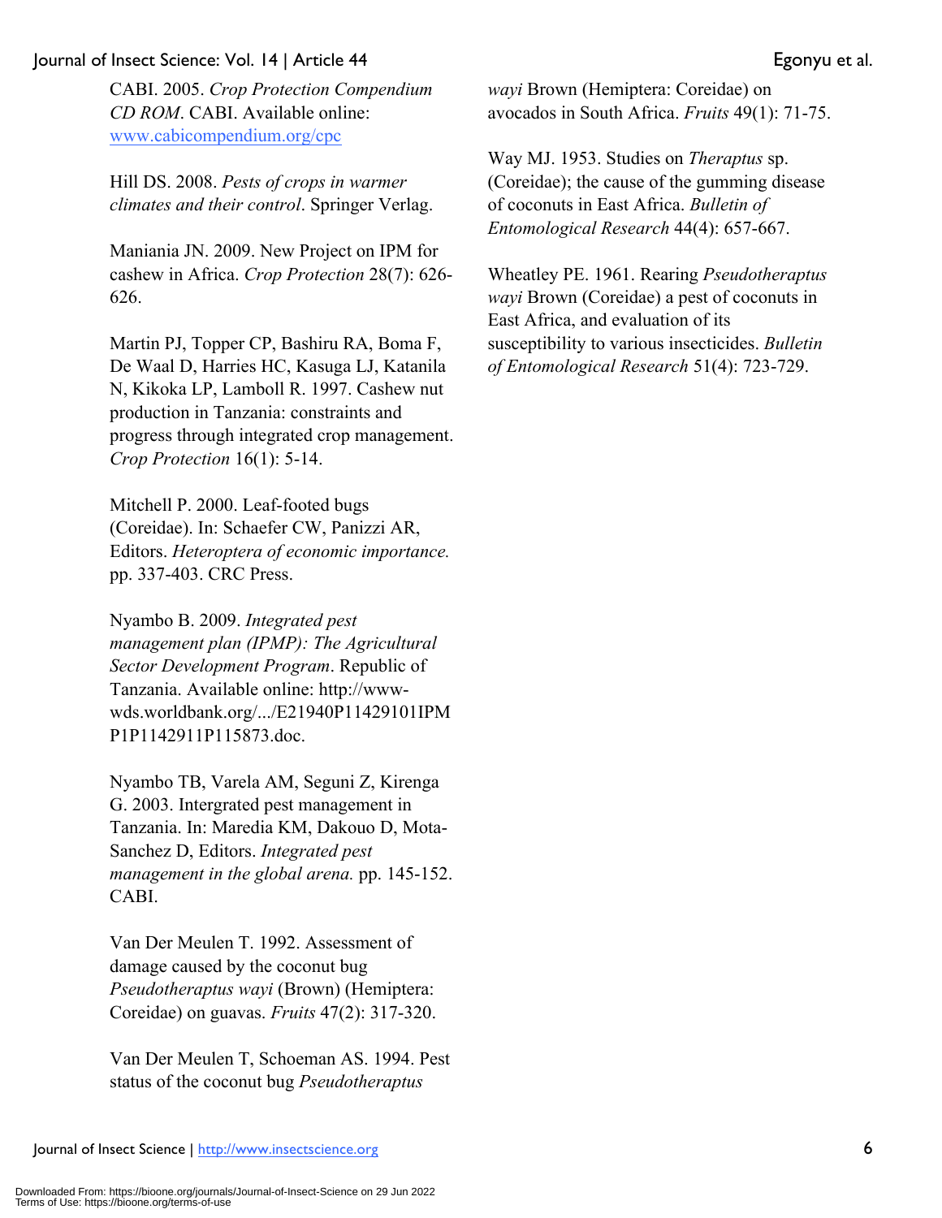CABI. 2005. *Crop Protection Compendium CD ROM*. CABI. Available online: www.cabicompendium.org/cpc

Hill DS. 2008. *Pests of crops in warmer climates and their control*. Springer Verlag.

Maniania JN. 2009. New Project on IPM for cashew in Africa. *Crop Protection* 28(7): 626-626.

Martin PJ, Topper CP, Bashiru RA, Boma F, De Waal D, Harries HC, Kasuga LJ, Katanila N, Kikoka LP, Lamboll R. 1997. Cashew nut production in Tanzania: constraints and progress through integrated crop management. *Crop Protection* 16(1): 5-14.

Mitchell P. 2000. Leaf-footed bugs (Coreidae). In: Schaefer CW, Panizzi AR, Editors. *Heteroptera of economic importance.* pp. 337-403. CRC Press.

Nyambo B. 2009. *Integrated pest management plan (IPMP): The Agricultural Sector Development Program*. Republic of Tanzania. Available online: http://www-wds.worldbank.org/.../E21940P11429101IPMP1P1142911P115873.doc.

Nyambo TB, Varela AM, Seguni Z, Kirenga G. 2003. Intergrated pest management in Tanzania. In: Maredia KM, Dakouo D, Mota-Sanchez D, Editors. *Integrated pest management in the global arena.* pp. 145-152. CABI.

Van Der Meulen T. 1992. Assessment of damage caused by the coconut bug *Pseudotheraptus wayi* (Brown) (Hemiptera: Coreidae) on guavas. *Fruits* 47(2): 317-320.

Van Der Meulen T, Schoeman AS. 1994. Pest status of the coconut bug *Pseudotheraptus wayi* Brown (Hemiptera: Coreidae) on avocados in South Africa. *Fruits* 49(1): 71-75.

Way MJ. 1953. Studies on *Theraptus* sp. (Coreidae); the cause of the gumming disease of coconuts in East Africa. *Bulletin of Entomological Research* 44(4): 657-667.

Wheatley PE. 1961. Rearing *Pseudotheraptus wayi* Brown (Coreidae) a pest of coconuts in East Africa, and evaluation of its susceptibility to various insecticides. *Bulletin of Entomological Research* 51(4): 723-729.